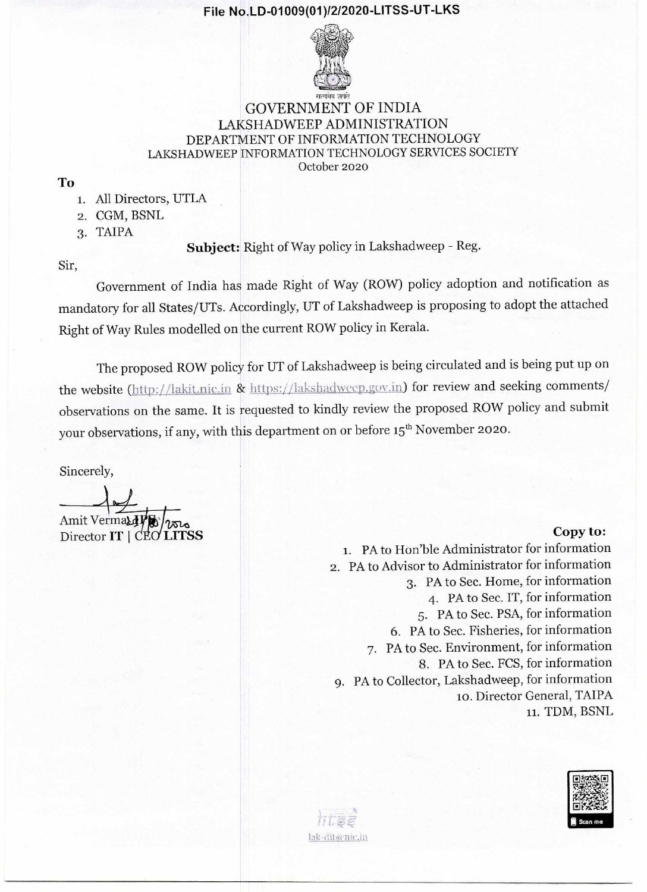**File No.LD-01009(01)/2/2020-LITSS-UT-LKS**

सत्यमेव जयते

# GOVERNMENT OF INDIA

## LAKSHADWEEP ADMINISTRATION

### DEPARTMENT OF INFORMATION TECHNOLOGY

### LAKSHADWEEP INFORMATION TECHNOLOGY SERVICES SOCIETY

October 2020

**To**

1. All Directors, UTLA
2. CGM, BSNL
3. TAIPA

**Subject:** Right of Way policy in Lakshadweep - Reg.

Sir,

Government of India has made Right of Way (ROW) policy adoption and notification as mandatory for all States/UTs. Accordingly, UT of Lakshadweep is proposing to adopt the attached Right of Way Rules modelled on the current ROW policy in Kerala.

The proposed ROW policy for UT of Lakshadweep is being circulated and is being put up on the website (http://lakit.nic.in & https://lakshadweep.gov.in) for review and seeking comments/ observations on the same. It is requested to kindly review the proposed ROW policy and submit your observations, if any, with this department on or before 15th November 2020.

Sincerely,

Amit Verma, IPS
Director **IT** | CEO **LITSS**

**Copy to:**

1. PA to Hon'ble Administrator for information
2. PA to Advisor to Administrator for information
3. PA to Sec. Home, for information
4. PA to Sec. IT, for information
5. PA to Sec. PSA, for information
6. PA to Sec. Fisheries, for information
7. PA to Sec. Environment, for information
8. PA to Sec. FCS, for information
9. PA to Collector, Lakshadweep, for information
10. Director General, TAIPA
11. TDM, BSNL

lak-dit@nic.in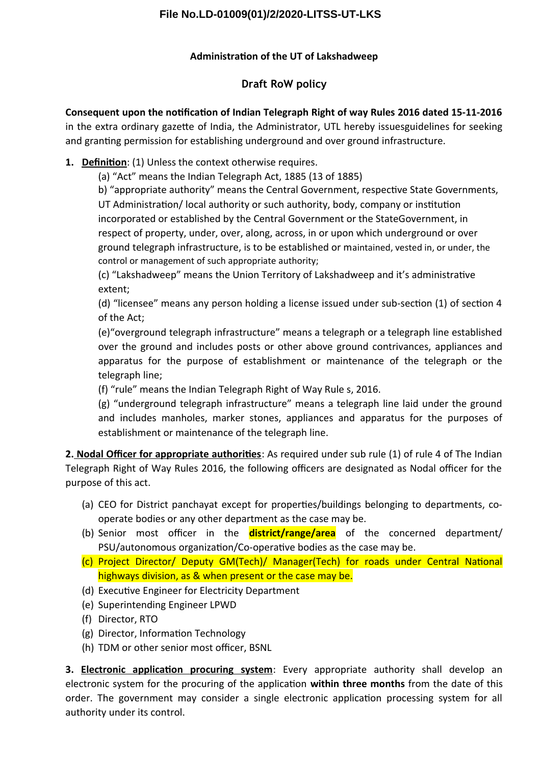File No.LD-01009(01)/2/2020-LITSS-UT-LKS

**Administration of the UT of Lakshadweep**

## Draft RoW policy

**Consequent upon the notification of Indian Telegraph Right of way Rules 2016 dated 15-11-2016** in the extra ordinary gazette of India, the Administrator, UTL hereby issuesguidelines for seeking and granting permission for establishing underground and over ground infrastructure.

**1. Definition**: (1) Unless the context otherwise requires.

(a) "Act" means the Indian Telegraph Act, 1885 (13 of 1885)

b) "appropriate authority" means the Central Government, respective State Governments, UT Administration/ local authority or such authority, body, company or institution incorporated or established by the Central Government or the StateGovernment, in respect of property, under, over, along, across, in or upon which underground or over ground telegraph infrastructure, is to be established or maintained, vested in, or under, the control or management of such appropriate authority;

(c) "Lakshadweep" means the Union Territory of Lakshadweep and it's administrative extent;

(d) "licensee" means any person holding a license issued under sub-section (1) of section 4 of the Act;

(e)"overground telegraph infrastructure" means a telegraph or a telegraph line established over the ground and includes posts or other above ground contrivances, appliances and apparatus for the purpose of establishment or maintenance of the telegraph or the telegraph line;

(f) "rule" means the Indian Telegraph Right of Way Rule s, 2016.

(g) "underground telegraph infrastructure" means a telegraph line laid under the ground and includes manholes, marker stones, appliances and apparatus for the purposes of establishment or maintenance of the telegraph line.

**2. Nodal Officer for appropriate authorities**: As required under sub rule (1) of rule 4 of The Indian Telegraph Right of Way Rules 2016, the following officers are designated as Nodal officer for the purpose of this act.

(a) CEO for District panchayat except for properties/buildings belonging to departments, co-operate bodies or any other department as the case may be.

(b) Senior most officer in the **district/range/area** of the concerned department/ PSU/autonomous organization/Co-operative bodies as the case may be.

(c) Project Director/ Deputy GM(Tech)/ Manager(Tech) for roads under Central National highways division, as & when present or the case may be.

(d) Executive Engineer for Electricity Department

(e) Superintending Engineer LPWD

(f) Director, RTO

(g) Director, Information Technology

(h) TDM or other senior most officer, BSNL

**3. Electronic application procuring system**: Every appropriate authority shall develop an electronic system for the procuring of the application **within three months** from the date of this order. The government may consider a single electronic application processing system for all authority under its control.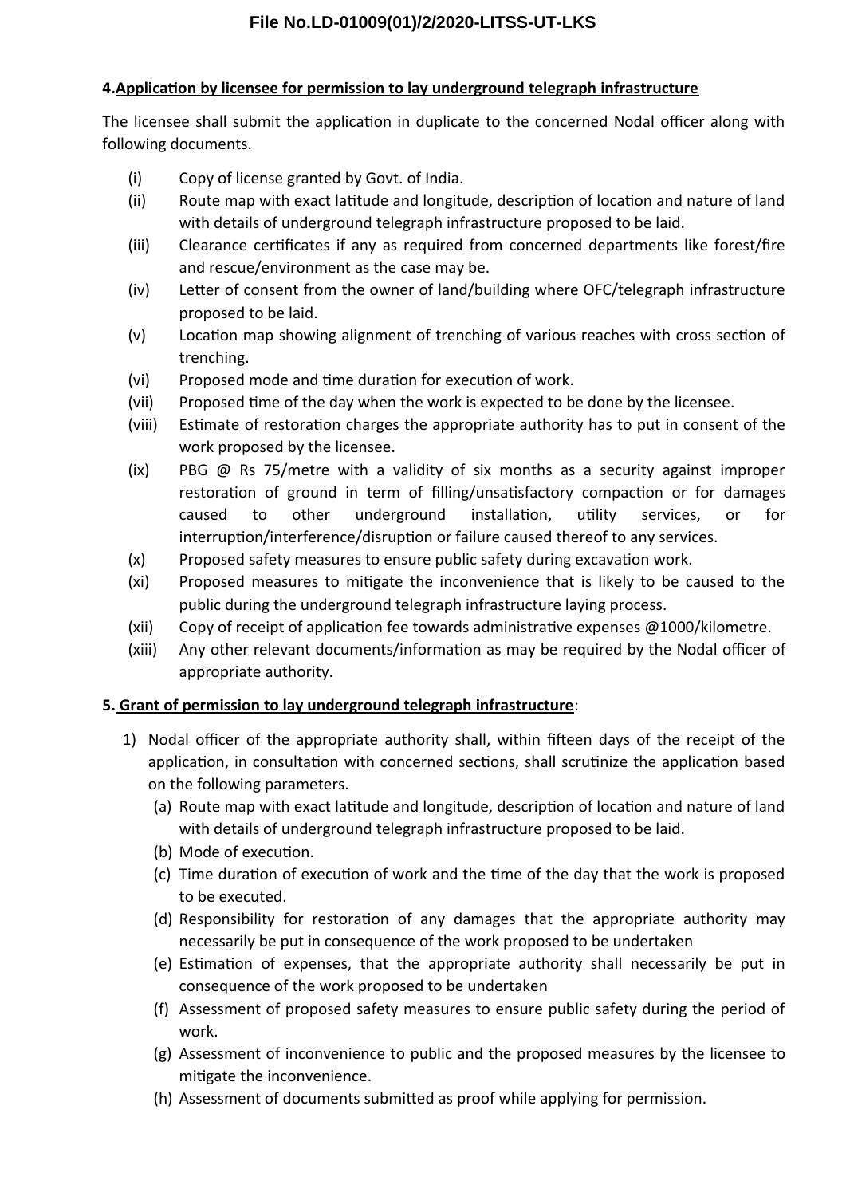**4. Application by licensee for permission to lay underground telegraph infrastructure**

The licensee shall submit the application in duplicate to the concerned Nodal officer along with following documents.

- (i) Copy of license granted by Govt. of India.
- (ii) Route map with exact latitude and longitude, description of location and nature of land with details of underground telegraph infrastructure proposed to be laid.
- (iii) Clearance certificates if any as required from concerned departments like forest/fire and rescue/environment as the case may be.
- (iv) Letter of consent from the owner of land/building where OFC/telegraph infrastructure proposed to be laid.
- (v) Location map showing alignment of trenching of various reaches with cross section of trenching.
- (vi) Proposed mode and time duration for execution of work.
- (vii) Proposed time of the day when the work is expected to be done by the licensee.
- (viii) Estimate of restoration charges the appropriate authority has to put in consent of the work proposed by the licensee.
- (ix) PBG @ Rs 75/metre with a validity of six months as a security against improper restoration of ground in term of filling/unsatisfactory compaction or for damages caused to other underground installation, utility services, or for interruption/interference/disruption or failure caused thereof to any services.
- (x) Proposed safety measures to ensure public safety during excavation work.
- (xi) Proposed measures to mitigate the inconvenience that is likely to be caused to the public during the underground telegraph infrastructure laying process.
- (xii) Copy of receipt of application fee towards administrative expenses @1000/kilometre.
- (xiii) Any other relevant documents/information as may be required by the Nodal officer of appropriate authority.

**5. Grant of permission to lay underground telegraph infrastructure**:

1) Nodal officer of the appropriate authority shall, within fifteen days of the receipt of the application, in consultation with concerned sections, shall scrutinize the application based on the following parameters.
   - (a) Route map with exact latitude and longitude, description of location and nature of land with details of underground telegraph infrastructure proposed to be laid.
   - (b) Mode of execution.
   - (c) Time duration of execution of work and the time of the day that the work is proposed to be executed.
   - (d) Responsibility for restoration of any damages that the appropriate authority may necessarily be put in consequence of the work proposed to be undertaken
   - (e) Estimation of expenses, that the appropriate authority shall necessarily be put in consequence of the work proposed to be undertaken
   - (f) Assessment of proposed safety measures to ensure public safety during the period of work.
   - (g) Assessment of inconvenience to public and the proposed measures by the licensee to mitigate the inconvenience.
   - (h) Assessment of documents submitted as proof while applying for permission.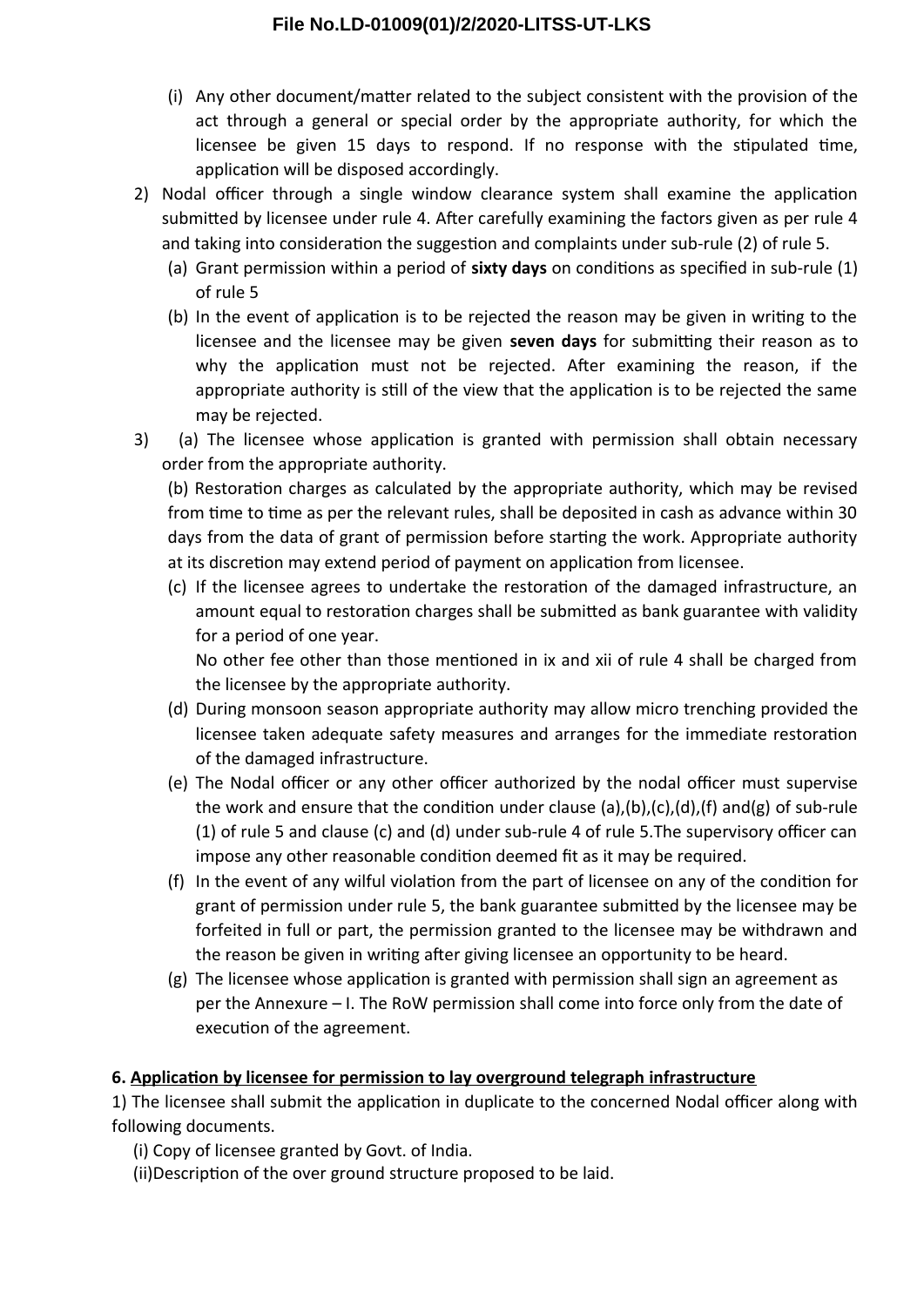(i) Any other document/matter related to the subject consistent with the provision of the act through a general or special order by the appropriate authority, for which the licensee be given 15 days to respond. If no response with the stipulated time, application will be disposed accordingly.

2) Nodal officer through a single window clearance system shall examine the application submitted by licensee under rule 4. After carefully examining the factors given as per rule 4 and taking into consideration the suggestion and complaints under sub-rule (2) of rule 5.
   - (a) Grant permission within a period of **sixty days** on conditions as specified in sub-rule (1) of rule 5
   - (b) In the event of application is to be rejected the reason may be given in writing to the licensee and the licensee may be given **seven days** for submitting their reason as to why the application must not be rejected. After examining the reason, if the appropriate authority is still of the view that the application is to be rejected the same may be rejected.

3) (a) The licensee whose application is granted with permission shall obtain necessary order from the appropriate authority.

   (b) Restoration charges as calculated by the appropriate authority, which may be revised from time to time as per the relevant rules, shall be deposited in cash as advance within 30 days from the data of grant of permission before starting the work. Appropriate authority at its discretion may extend period of payment on application from licensee.

   (c) If the licensee agrees to undertake the restoration of the damaged infrastructure, an amount equal to restoration charges shall be submitted as bank guarantee with validity for a period of one year.

   No other fee other than those mentioned in ix and xii of rule 4 shall be charged from the licensee by the appropriate authority.

   (d) During monsoon season appropriate authority may allow micro trenching provided the licensee taken adequate safety measures and arranges for the immediate restoration of the damaged infrastructure.

   (e) The Nodal officer or any other officer authorized by the nodal officer must supervise the work and ensure that the condition under clause (a),(b),(c),(d),(f) and(g) of sub-rule (1) of rule 5 and clause (c) and (d) under sub-rule 4 of rule 5.The supervisory officer can impose any other reasonable condition deemed fit as it may be required.

   (f) In the event of any wilful violation from the part of licensee on any of the condition for grant of permission under rule 5, the bank guarantee submitted by the licensee may be forfeited in full or part, the permission granted to the licensee may be withdrawn and the reason be given in writing after giving licensee an opportunity to be heard.

   (g) The licensee whose application is granted with permission shall sign an agreement as per the Annexure – I. The RoW permission shall come into force only from the date of execution of the agreement.

**6. <u>Application by licensee for permission to lay overground telegraph infrastructure</u>**

1) The licensee shall submit the application in duplicate to the concerned Nodal officer along with following documents.

   (i) Copy of licensee granted by Govt. of India.

   (ii)Description of the over ground structure proposed to be laid.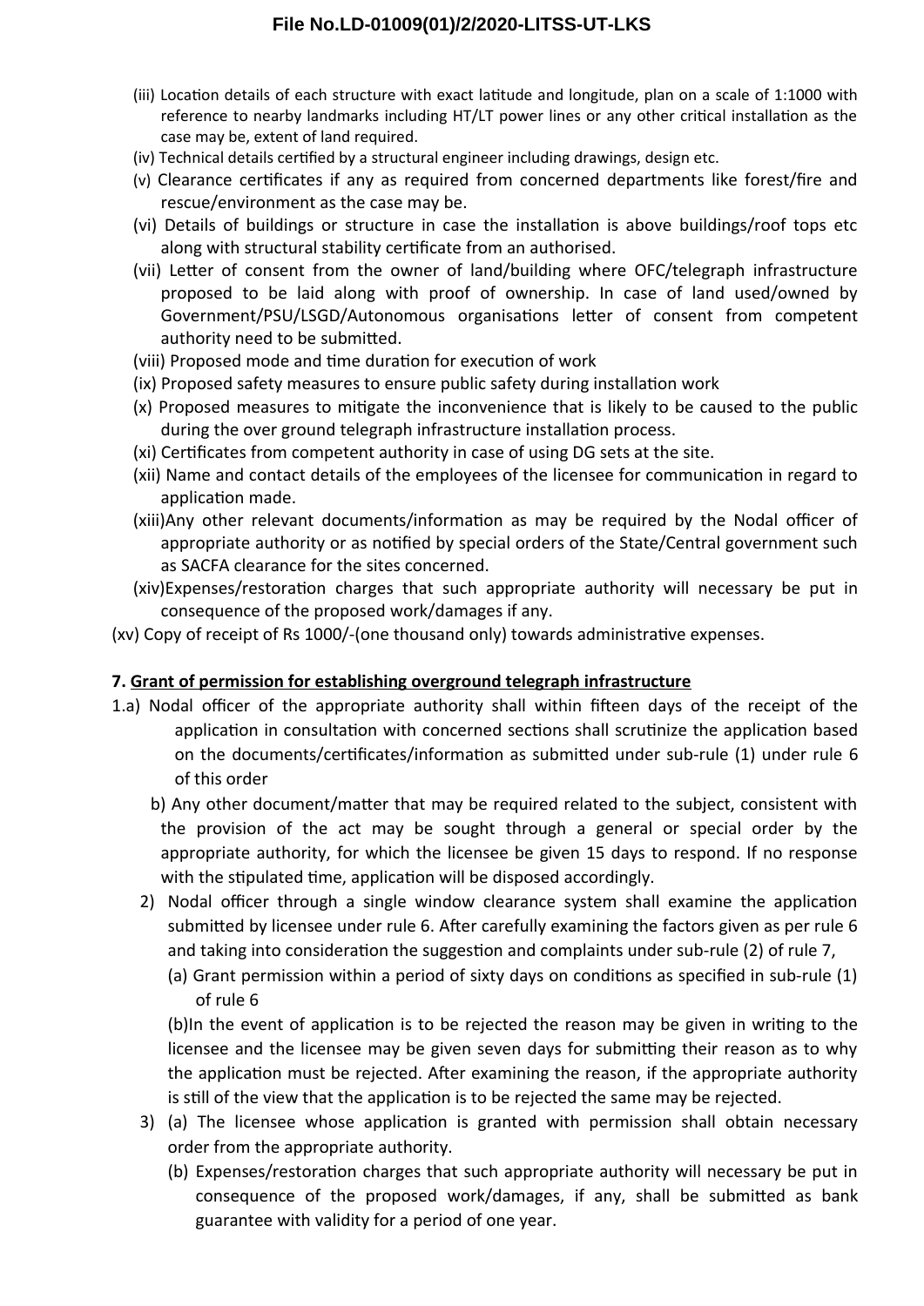(iii) Location details of each structure with exact latitude and longitude, plan on a scale of 1:1000 with reference to nearby landmarks including HT/LT power lines or any other critical installation as the case may be, extent of land required.

(iv) Technical details certified by a structural engineer including drawings, design etc.

(v) Clearance certificates if any as required from concerned departments like forest/fire and rescue/environment as the case may be.

(vi) Details of buildings or structure in case the installation is above buildings/roof tops etc along with structural stability certificate from an authorised.

(vii) Letter of consent from the owner of land/building where OFC/telegraph infrastructure proposed to be laid along with proof of ownership. In case of land used/owned by Government/PSU/LSGD/Autonomous organisations letter of consent from competent authority need to be submitted.

(viii) Proposed mode and time duration for execution of work

(ix) Proposed safety measures to ensure public safety during installation work

(x) Proposed measures to mitigate the inconvenience that is likely to be caused to the public during the over ground telegraph infrastructure installation process.

(xi) Certificates from competent authority in case of using DG sets at the site.

(xii) Name and contact details of the employees of the licensee for communication in regard to application made.

(xiii)Any other relevant documents/information as may be required by the Nodal officer of appropriate authority or as notified by special orders of the State/Central government such as SACFA clearance for the sites concerned.

(xiv)Expenses/restoration charges that such appropriate authority will necessary be put in consequence of the proposed work/damages if any.

(xv) Copy of receipt of Rs 1000/-(one thousand only) towards administrative expenses.

**7. Grant of permission for establishing overground telegraph infrastructure**

1.a) Nodal officer of the appropriate authority shall within fifteen days of the receipt of the application in consultation with concerned sections shall scrutinize the application based on the documents/certificates/information as submitted under sub-rule (1) under rule 6 of this order

b) Any other document/matter that may be required related to the subject, consistent with the provision of the act may be sought through a general or special order by the appropriate authority, for which the licensee be given 15 days to respond. If no response with the stipulated time, application will be disposed accordingly.

2) Nodal officer through a single window clearance system shall examine the application submitted by licensee under rule 6. After carefully examining the factors given as per rule 6 and taking into consideration the suggestion and complaints under sub-rule (2) of rule 7,

(a) Grant permission within a period of sixty days on conditions as specified in sub-rule (1) of rule 6

(b)In the event of application is to be rejected the reason may be given in writing to the licensee and the licensee may be given seven days for submitting their reason as to why the application must be rejected. After examining the reason, if the appropriate authority is still of the view that the application is to be rejected the same may be rejected.

3) (a) The licensee whose application is granted with permission shall obtain necessary order from the appropriate authority.

(b) Expenses/restoration charges that such appropriate authority will necessary be put in consequence of the proposed work/damages, if any, shall be submitted as bank guarantee with validity for a period of one year.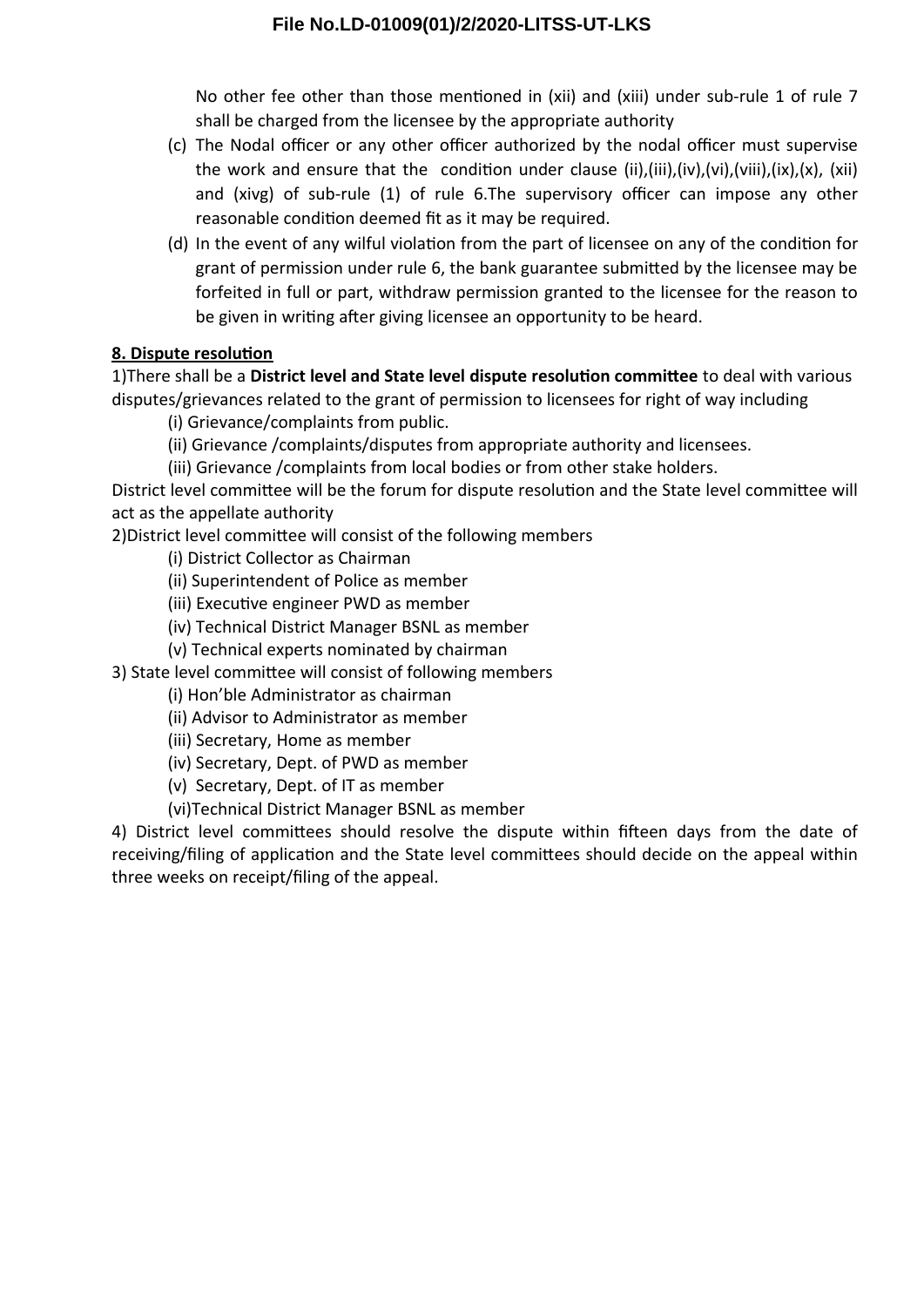No other fee other than those mentioned in (xii) and (xiii) under sub-rule 1 of rule 7 shall be charged from the licensee by the appropriate authority

(c) The Nodal officer or any other officer authorized by the nodal officer must supervise the work and ensure that the condition under clause (ii),(iii),(iv),(vi),(viii),(ix),(x), (xii) and (xivg) of sub-rule (1) of rule 6.The supervisory officer can impose any other reasonable condition deemed fit as it may be required.

(d) In the event of any wilful violation from the part of licensee on any of the condition for grant of permission under rule 6, the bank guarantee submitted by the licensee may be forfeited in full or part, withdraw permission granted to the licensee for the reason to be given in writing after giving licensee an opportunity to be heard.

**8. Dispute resolution**

1)There shall be a **District level and State level dispute resolution committee** to deal with various disputes/grievances related to the grant of permission to licensees for right of way including

(i) Grievance/complaints from public.

(ii) Grievance /complaints/disputes from appropriate authority and licensees.

(iii) Grievance /complaints from local bodies or from other stake holders.

District level committee will be the forum for dispute resolution and the State level committee will act as the appellate authority

2)District level committee will consist of the following members

(i) District Collector as Chairman

(ii) Superintendent of Police as member

(iii) Executive engineer PWD as member

(iv) Technical District Manager BSNL as member

(v) Technical experts nominated by chairman

3) State level committee will consist of following members

(i) Hon'ble Administrator as chairman

(ii) Advisor to Administrator as member

(iii) Secretary, Home as member

(iv) Secretary, Dept. of PWD as member

(v) Secretary, Dept. of IT as member

(vi)Technical District Manager BSNL as member

4) District level committees should resolve the dispute within fifteen days from the date of receiving/filing of application and the State level committees should decide on the appeal within three weeks on receipt/filing of the appeal.